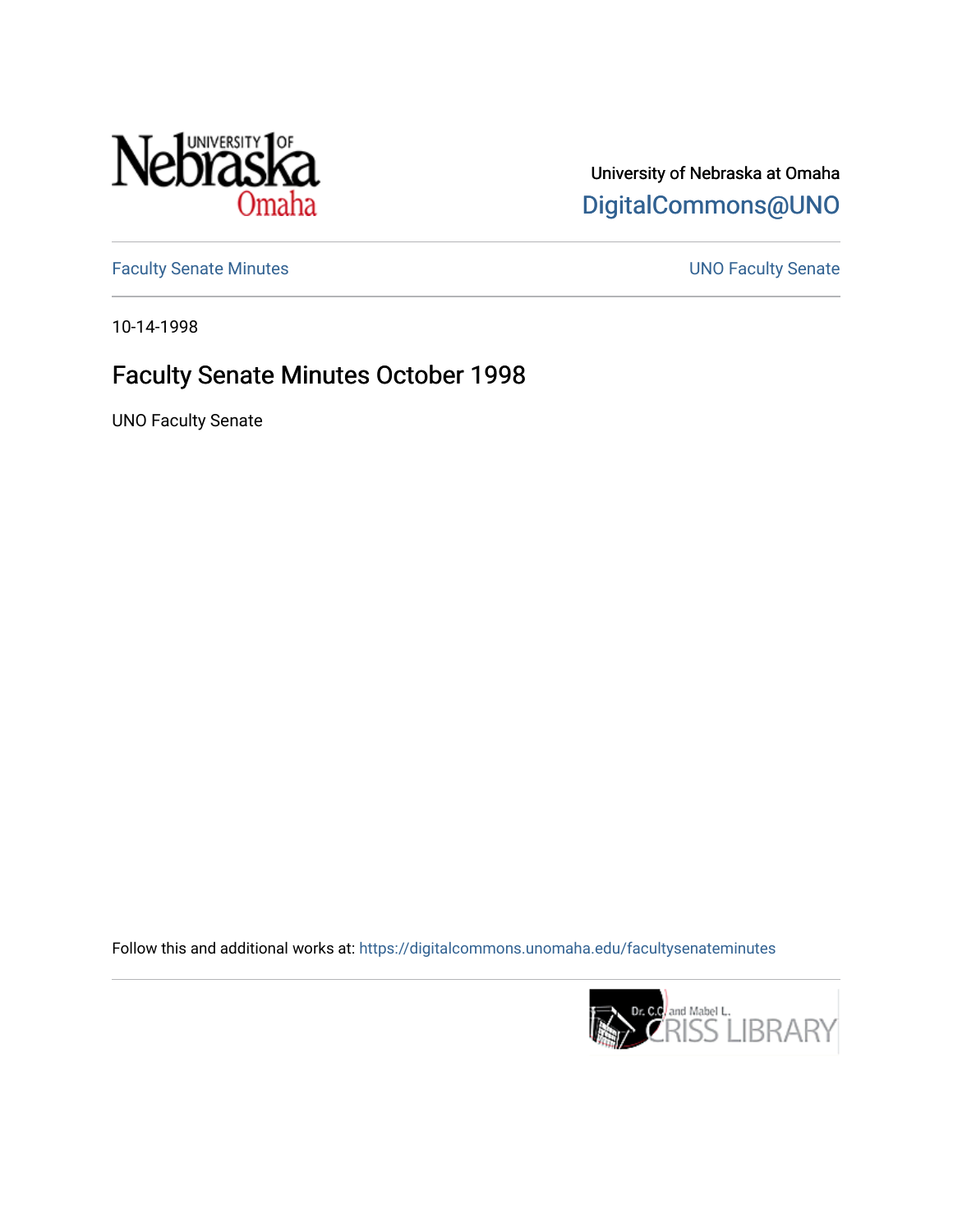University of Nebraska at Omaha

DigitalCommons@UNO

Faculty Senate Minutes

UNO Faculty Senate

10-14-1998

# Faculty Senate Minutes October 1998

UNO Faculty Senate

Follow this and additional works at: https://digitalcommons.unomaha.edu/facultysenateminutes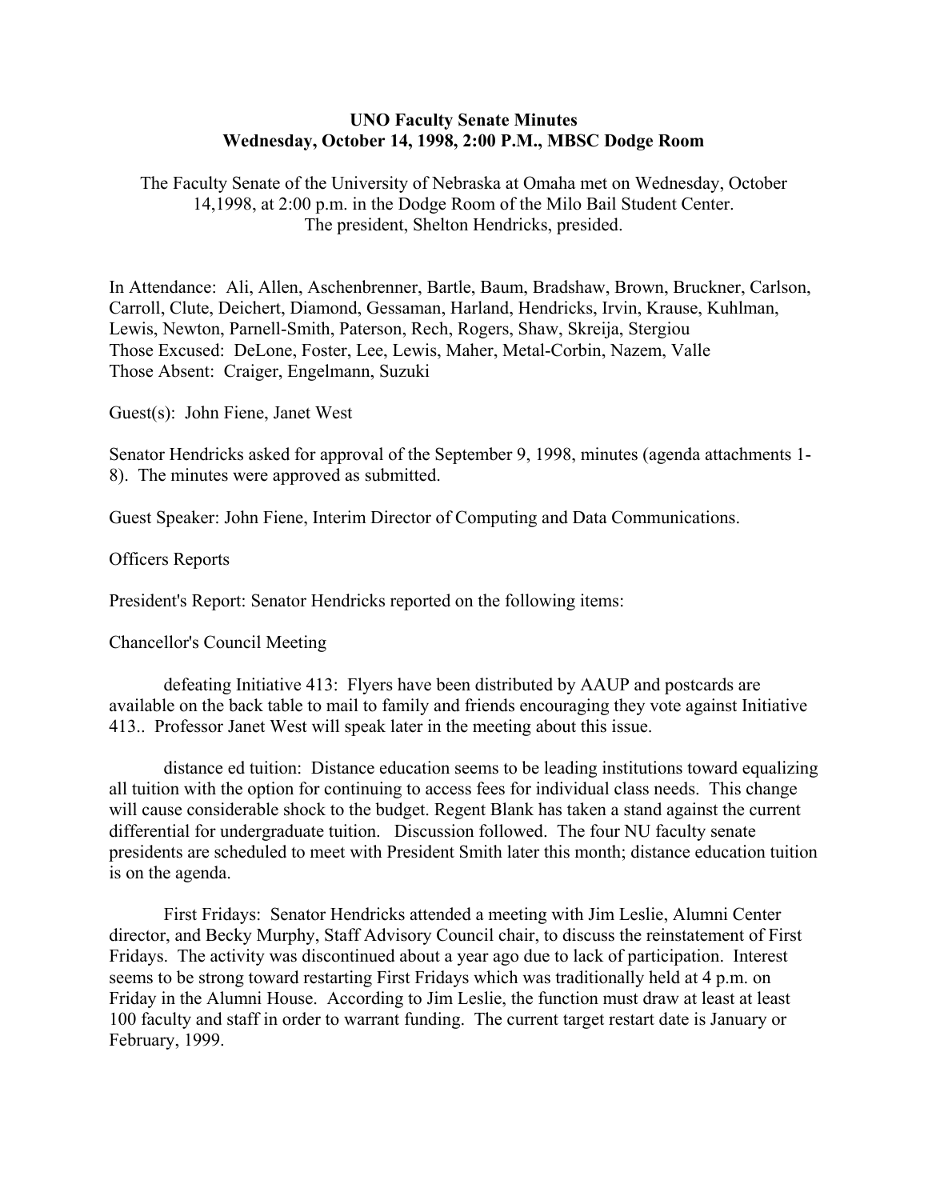**UNO Faculty Senate Minutes**
**Wednesday, October 14, 1998, 2:00 P.M., MBSC Dodge Room**

The Faculty Senate of the University of Nebraska at Omaha met on Wednesday, October 14,1998, at 2:00 p.m. in the Dodge Room of the Milo Bail Student Center. The president, Shelton Hendricks, presided.

In Attendance: Ali, Allen, Aschenbrenner, Bartle, Baum, Bradshaw, Brown, Bruckner, Carlson, Carroll, Clute, Deichert, Diamond, Gessaman, Harland, Hendricks, Irvin, Krause, Kuhlman, Lewis, Newton, Parnell-Smith, Paterson, Rech, Rogers, Shaw, Skreija, Stergiou
Those Excused: DeLone, Foster, Lee, Lewis, Maher, Metal-Corbin, Nazem, Valle
Those Absent: Craiger, Engelmann, Suzuki

Guest(s): John Fiene, Janet West

Senator Hendricks asked for approval of the September 9, 1998, minutes (agenda attachments 1-8). The minutes were approved as submitted.

Guest Speaker: John Fiene, Interim Director of Computing and Data Communications.

Officers Reports

President's Report: Senator Hendricks reported on the following items:

Chancellor's Council Meeting

defeating Initiative 413: Flyers have been distributed by AAUP and postcards are available on the back table to mail to family and friends encouraging they vote against Initiative 413.. Professor Janet West will speak later in the meeting about this issue.

distance ed tuition: Distance education seems to be leading institutions toward equalizing all tuition with the option for continuing to access fees for individual class needs. This change will cause considerable shock to the budget. Regent Blank has taken a stand against the current differential for undergraduate tuition. Discussion followed. The four NU faculty senate presidents are scheduled to meet with President Smith later this month; distance education tuition is on the agenda.

First Fridays: Senator Hendricks attended a meeting with Jim Leslie, Alumni Center director, and Becky Murphy, Staff Advisory Council chair, to discuss the reinstatement of First Fridays. The activity was discontinued about a year ago due to lack of participation. Interest seems to be strong toward restarting First Fridays which was traditionally held at 4 p.m. on Friday in the Alumni House. According to Jim Leslie, the function must draw at least at least 100 faculty and staff in order to warrant funding. The current target restart date is January or February, 1999.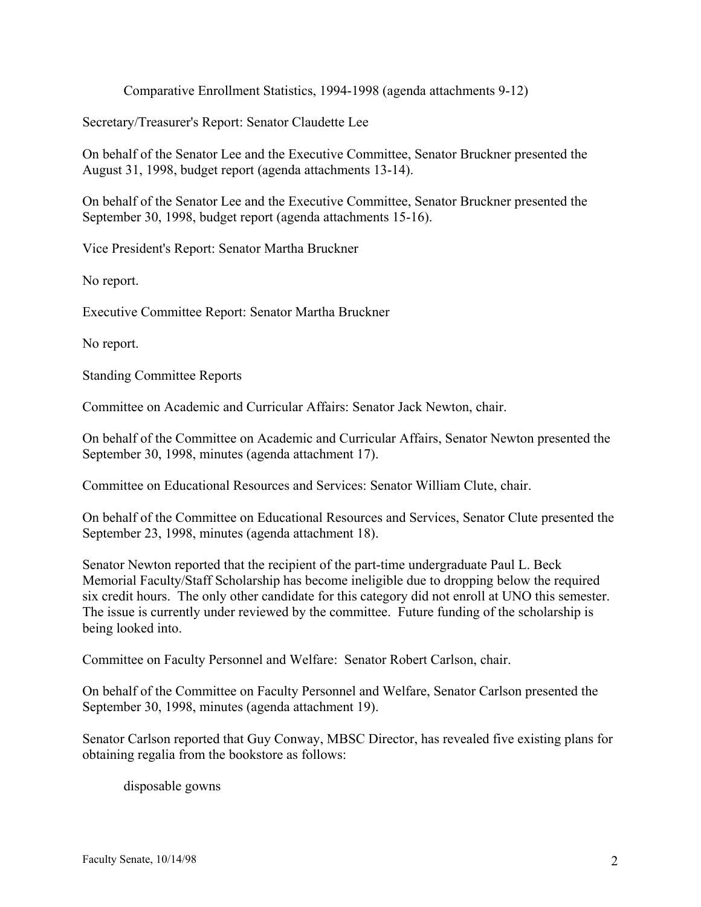Comparative Enrollment Statistics, 1994-1998 (agenda attachments 9-12)

Secretary/Treasurer's Report: Senator Claudette Lee

On behalf of the Senator Lee and the Executive Committee, Senator Bruckner presented the August 31, 1998, budget report (agenda attachments 13-14).

On behalf of the Senator Lee and the Executive Committee, Senator Bruckner presented the September 30, 1998, budget report (agenda attachments 15-16).

Vice President's Report: Senator Martha Bruckner

No report.

Executive Committee Report: Senator Martha Bruckner

No report.

Standing Committee Reports

Committee on Academic and Curricular Affairs: Senator Jack Newton, chair.

On behalf of the Committee on Academic and Curricular Affairs, Senator Newton presented the September 30, 1998, minutes (agenda attachment 17).

Committee on Educational Resources and Services: Senator William Clute, chair.

On behalf of the Committee on Educational Resources and Services, Senator Clute presented the September 23, 1998, minutes (agenda attachment 18).

Senator Newton reported that the recipient of the part-time undergraduate Paul L. Beck Memorial Faculty/Staff Scholarship has become ineligible due to dropping below the required six credit hours. The only other candidate for this category did not enroll at UNO this semester. The issue is currently under reviewed by the committee. Future funding of the scholarship is being looked into.

Committee on Faculty Personnel and Welfare: Senator Robert Carlson, chair.

On behalf of the Committee on Faculty Personnel and Welfare, Senator Carlson presented the September 30, 1998, minutes (agenda attachment 19).

Senator Carlson reported that Guy Conway, MBSC Director, has revealed five existing plans for obtaining regalia from the bookstore as follows:

disposable gowns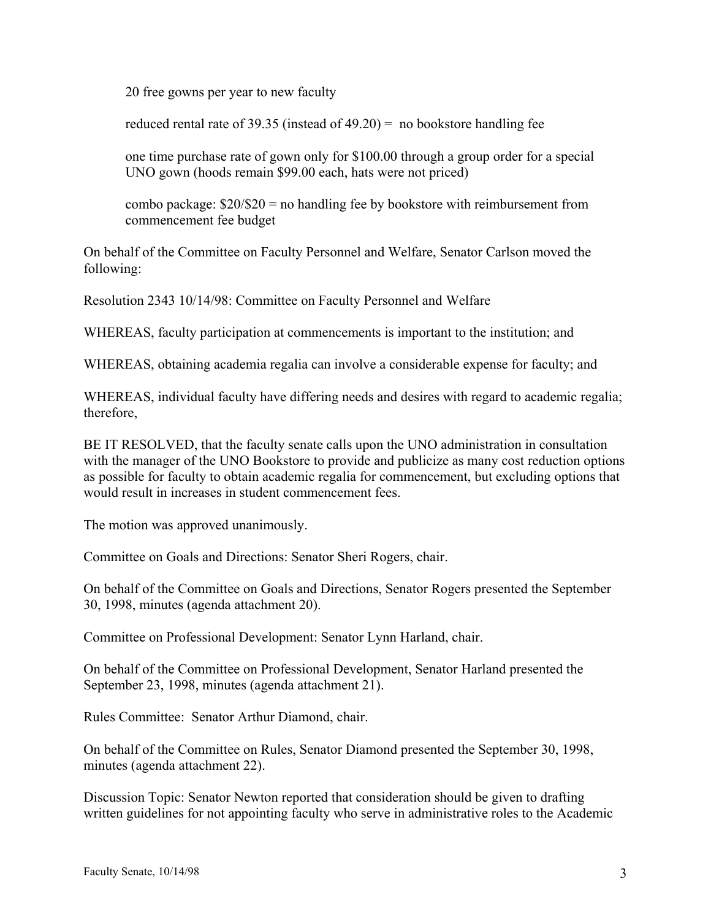20 free gowns per year to new faculty

reduced rental rate of 39.35 (instead of 49.20) = no bookstore handling fee

one time purchase rate of gown only for $100.00 through a group order for a special UNO gown (hoods remain $99.00 each, hats were not priced)

combo package: $20/$20 = no handling fee by bookstore with reimbursement from commencement fee budget

On behalf of the Committee on Faculty Personnel and Welfare, Senator Carlson moved the following:

Resolution 2343 10/14/98: Committee on Faculty Personnel and Welfare

WHEREAS, faculty participation at commencements is important to the institution; and

WHEREAS, obtaining academia regalia can involve a considerable expense for faculty; and

WHEREAS, individual faculty have differing needs and desires with regard to academic regalia; therefore,

BE IT RESOLVED, that the faculty senate calls upon the UNO administration in consultation with the manager of the UNO Bookstore to provide and publicize as many cost reduction options as possible for faculty to obtain academic regalia for commencement, but excluding options that would result in increases in student commencement fees.

The motion was approved unanimously.

Committee on Goals and Directions: Senator Sheri Rogers, chair.

On behalf of the Committee on Goals and Directions, Senator Rogers presented the September 30, 1998, minutes (agenda attachment 20).

Committee on Professional Development: Senator Lynn Harland, chair.

On behalf of the Committee on Professional Development, Senator Harland presented the September 23, 1998, minutes (agenda attachment 21).

Rules Committee: Senator Arthur Diamond, chair.

On behalf of the Committee on Rules, Senator Diamond presented the September 30, 1998, minutes (agenda attachment 22).

Discussion Topic: Senator Newton reported that consideration should be given to drafting written guidelines for not appointing faculty who serve in administrative roles to the Academic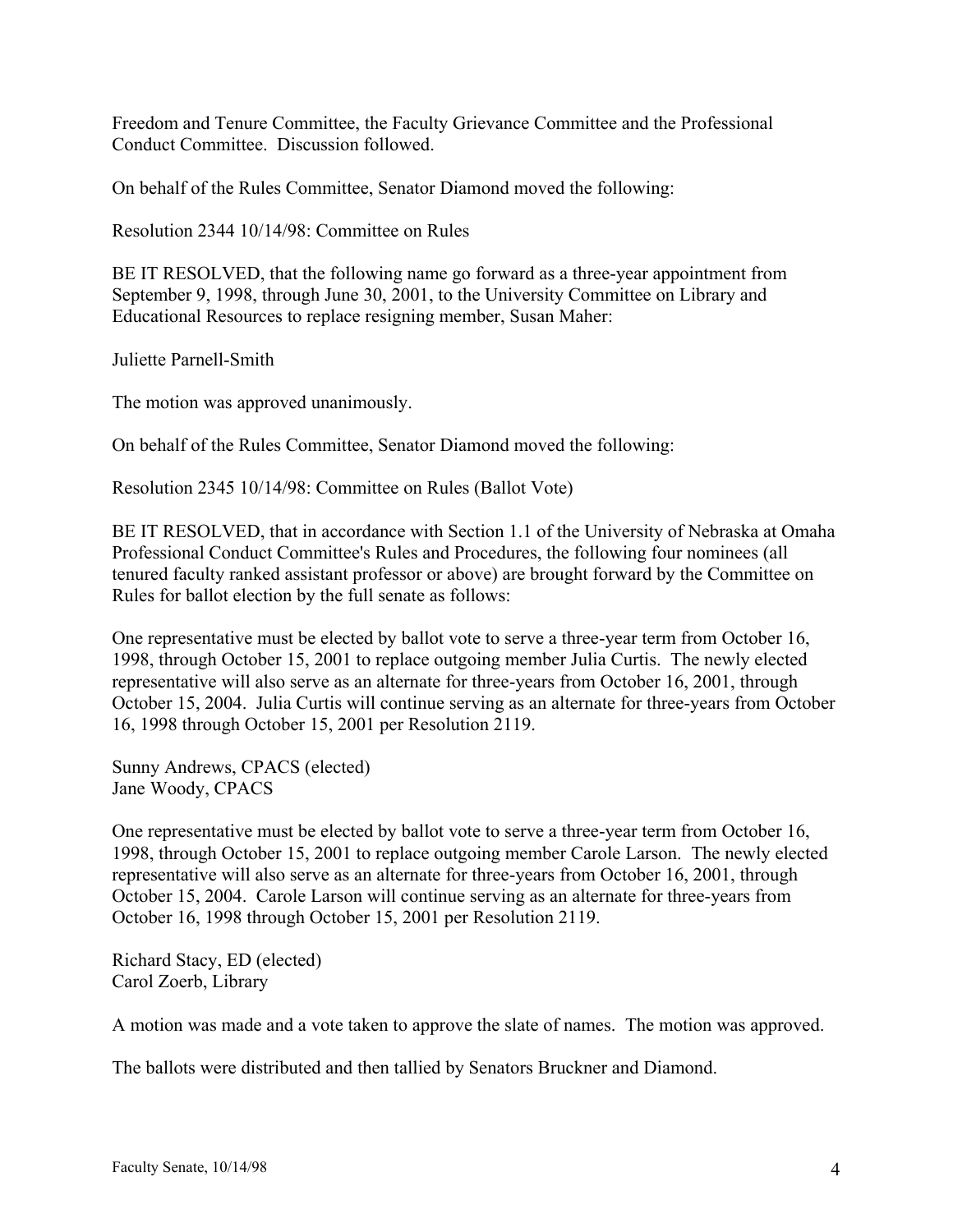Freedom and Tenure Committee, the Faculty Grievance Committee and the Professional Conduct Committee. Discussion followed.

On behalf of the Rules Committee, Senator Diamond moved the following:

Resolution 2344 10/14/98: Committee on Rules

BE IT RESOLVED, that the following name go forward as a three-year appointment from September 9, 1998, through June 30, 2001, to the University Committee on Library and Educational Resources to replace resigning member, Susan Maher:

Juliette Parnell-Smith

The motion was approved unanimously.

On behalf of the Rules Committee, Senator Diamond moved the following:

Resolution 2345 10/14/98: Committee on Rules (Ballot Vote)

BE IT RESOLVED, that in accordance with Section 1.1 of the University of Nebraska at Omaha Professional Conduct Committee's Rules and Procedures, the following four nominees (all tenured faculty ranked assistant professor or above) are brought forward by the Committee on Rules for ballot election by the full senate as follows:

One representative must be elected by ballot vote to serve a three-year term from October 16, 1998, through October 15, 2001 to replace outgoing member Julia Curtis. The newly elected representative will also serve as an alternate for three-years from October 16, 2001, through October 15, 2004. Julia Curtis will continue serving as an alternate for three-years from October 16, 1998 through October 15, 2001 per Resolution 2119.

Sunny Andrews, CPACS (elected)
Jane Woody, CPACS

One representative must be elected by ballot vote to serve a three-year term from October 16, 1998, through October 15, 2001 to replace outgoing member Carole Larson. The newly elected representative will also serve as an alternate for three-years from October 16, 2001, through October 15, 2004. Carole Larson will continue serving as an alternate for three-years from October 16, 1998 through October 15, 2001 per Resolution 2119.

Richard Stacy, ED (elected)
Carol Zoerb, Library

A motion was made and a vote taken to approve the slate of names. The motion was approved.

The ballots were distributed and then tallied by Senators Bruckner and Diamond.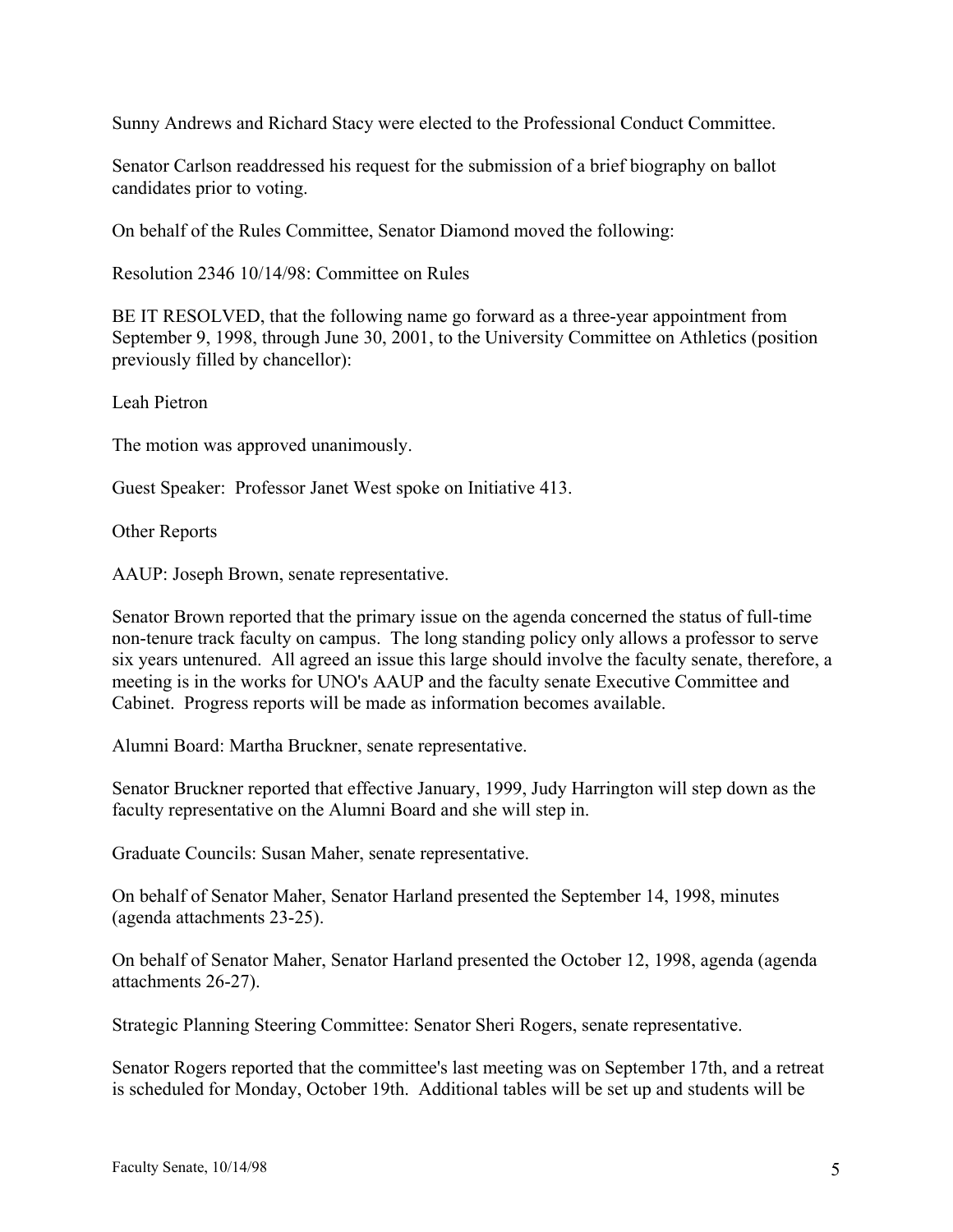Sunny Andrews and Richard Stacy were elected to the Professional Conduct Committee.

Senator Carlson readdressed his request for the submission of a brief biography on ballot candidates prior to voting.

On behalf of the Rules Committee, Senator Diamond moved the following:

Resolution 2346 10/14/98: Committee on Rules

BE IT RESOLVED, that the following name go forward as a three-year appointment from September 9, 1998, through June 30, 2001, to the University Committee on Athletics (position previously filled by chancellor):

Leah Pietron

The motion was approved unanimously.

Guest Speaker: Professor Janet West spoke on Initiative 413.

Other Reports

AAUP: Joseph Brown, senate representative.

Senator Brown reported that the primary issue on the agenda concerned the status of full-time non-tenure track faculty on campus. The long standing policy only allows a professor to serve six years untenured. All agreed an issue this large should involve the faculty senate, therefore, a meeting is in the works for UNO's AAUP and the faculty senate Executive Committee and Cabinet. Progress reports will be made as information becomes available.

Alumni Board: Martha Bruckner, senate representative.

Senator Bruckner reported that effective January, 1999, Judy Harrington will step down as the faculty representative on the Alumni Board and she will step in.

Graduate Councils: Susan Maher, senate representative.

On behalf of Senator Maher, Senator Harland presented the September 14, 1998, minutes (agenda attachments 23-25).

On behalf of Senator Maher, Senator Harland presented the October 12, 1998, agenda (agenda attachments 26-27).

Strategic Planning Steering Committee: Senator Sheri Rogers, senate representative.

Senator Rogers reported that the committee's last meeting was on September 17th, and a retreat is scheduled for Monday, October 19th. Additional tables will be set up and students will be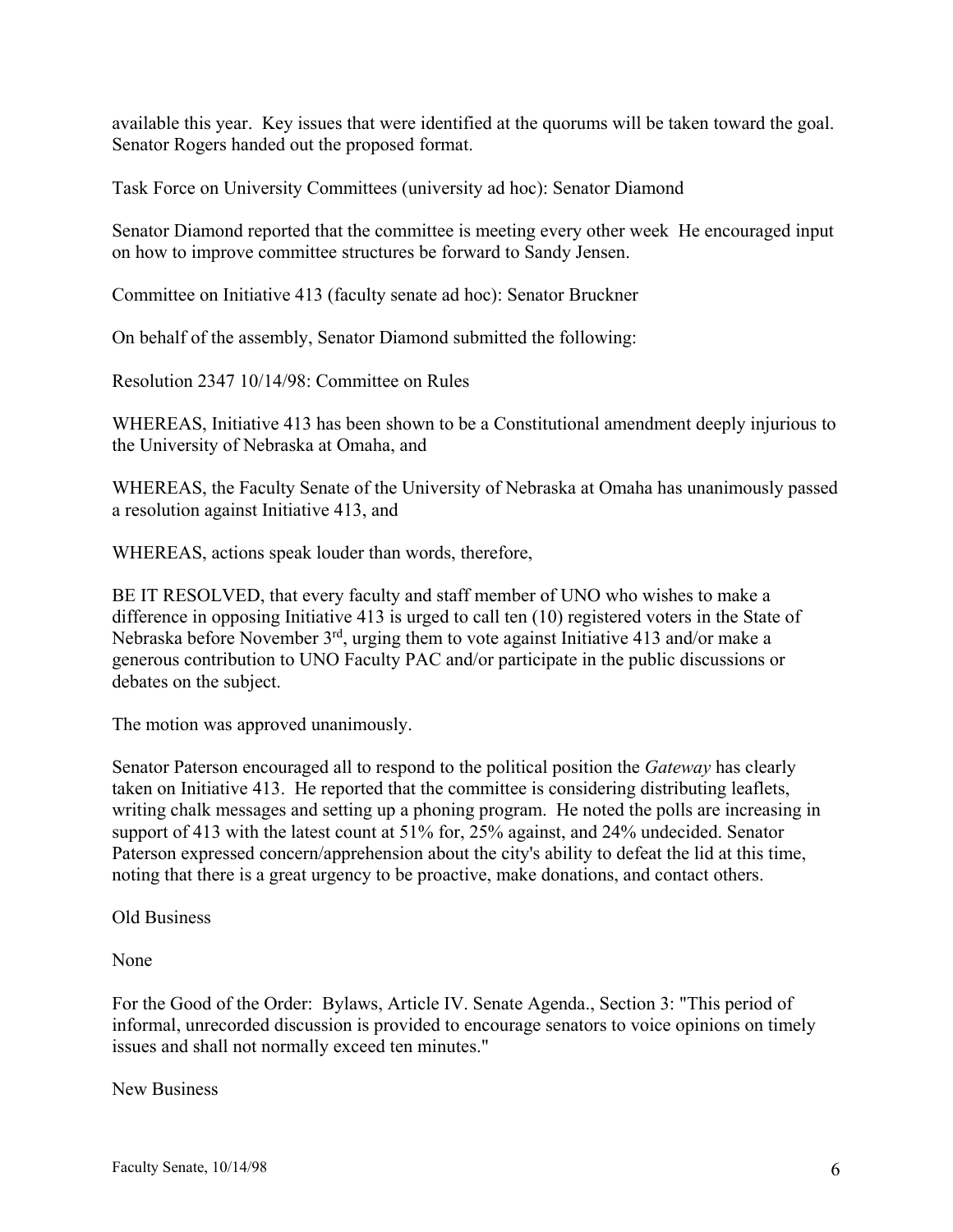available this year. Key issues that were identified at the quorums will be taken toward the goal. Senator Rogers handed out the proposed format.

Task Force on University Committees (university ad hoc): Senator Diamond

Senator Diamond reported that the committee is meeting every other week He encouraged input on how to improve committee structures be forward to Sandy Jensen.

Committee on Initiative 413 (faculty senate ad hoc): Senator Bruckner

On behalf of the assembly, Senator Diamond submitted the following:

Resolution 2347 10/14/98: Committee on Rules

WHEREAS, Initiative 413 has been shown to be a Constitutional amendment deeply injurious to the University of Nebraska at Omaha, and

WHEREAS, the Faculty Senate of the University of Nebraska at Omaha has unanimously passed a resolution against Initiative 413, and

WHEREAS, actions speak louder than words, therefore,

BE IT RESOLVED, that every faculty and staff member of UNO who wishes to make a difference in opposing Initiative 413 is urged to call ten (10) registered voters in the State of Nebraska before November 3rd, urging them to vote against Initiative 413 and/or make a generous contribution to UNO Faculty PAC and/or participate in the public discussions or debates on the subject.

The motion was approved unanimously.

Senator Paterson encouraged all to respond to the political position the *Gateway* has clearly taken on Initiative 413. He reported that the committee is considering distributing leaflets, writing chalk messages and setting up a phoning program. He noted the polls are increasing in support of 413 with the latest count at 51% for, 25% against, and 24% undecided. Senator Paterson expressed concern/apprehension about the city's ability to defeat the lid at this time, noting that there is a great urgency to be proactive, make donations, and contact others.

Old Business

None

For the Good of the Order: Bylaws, Article IV. Senate Agenda., Section 3: "This period of informal, unrecorded discussion is provided to encourage senators to voice opinions on timely issues and shall not normally exceed ten minutes."

New Business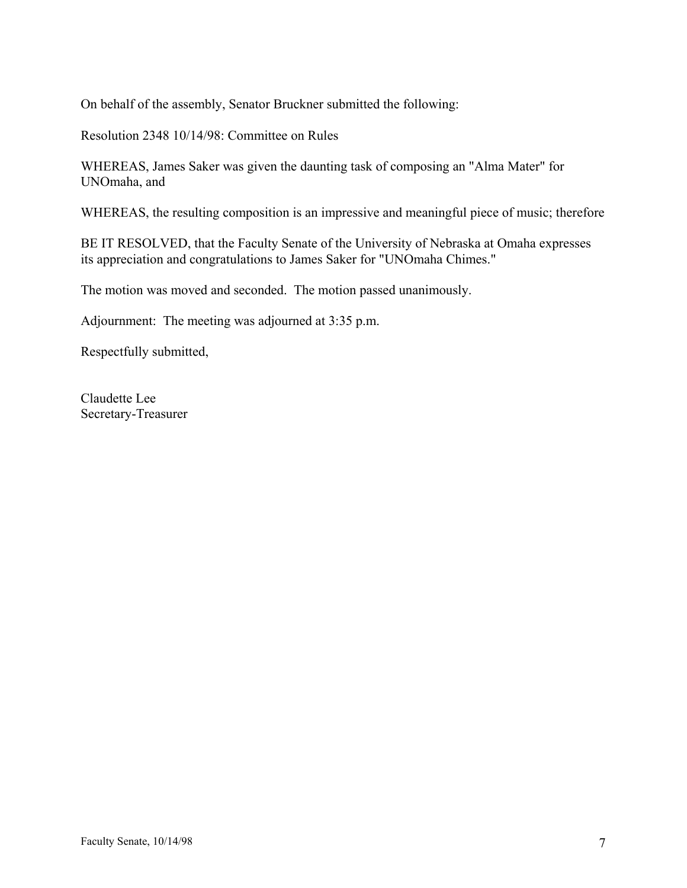On behalf of the assembly, Senator Bruckner submitted the following:

Resolution 2348 10/14/98: Committee on Rules

WHEREAS, James Saker was given the daunting task of composing an "Alma Mater" for UNOmaha, and

WHEREAS, the resulting composition is an impressive and meaningful piece of music; therefore

BE IT RESOLVED, that the Faculty Senate of the University of Nebraska at Omaha expresses its appreciation and congratulations to James Saker for "UNOmaha Chimes."

The motion was moved and seconded. The motion passed unanimously.

Adjournment: The meeting was adjourned at 3:35 p.m.

Respectfully submitted,

Claudette Lee
Secretary-Treasurer